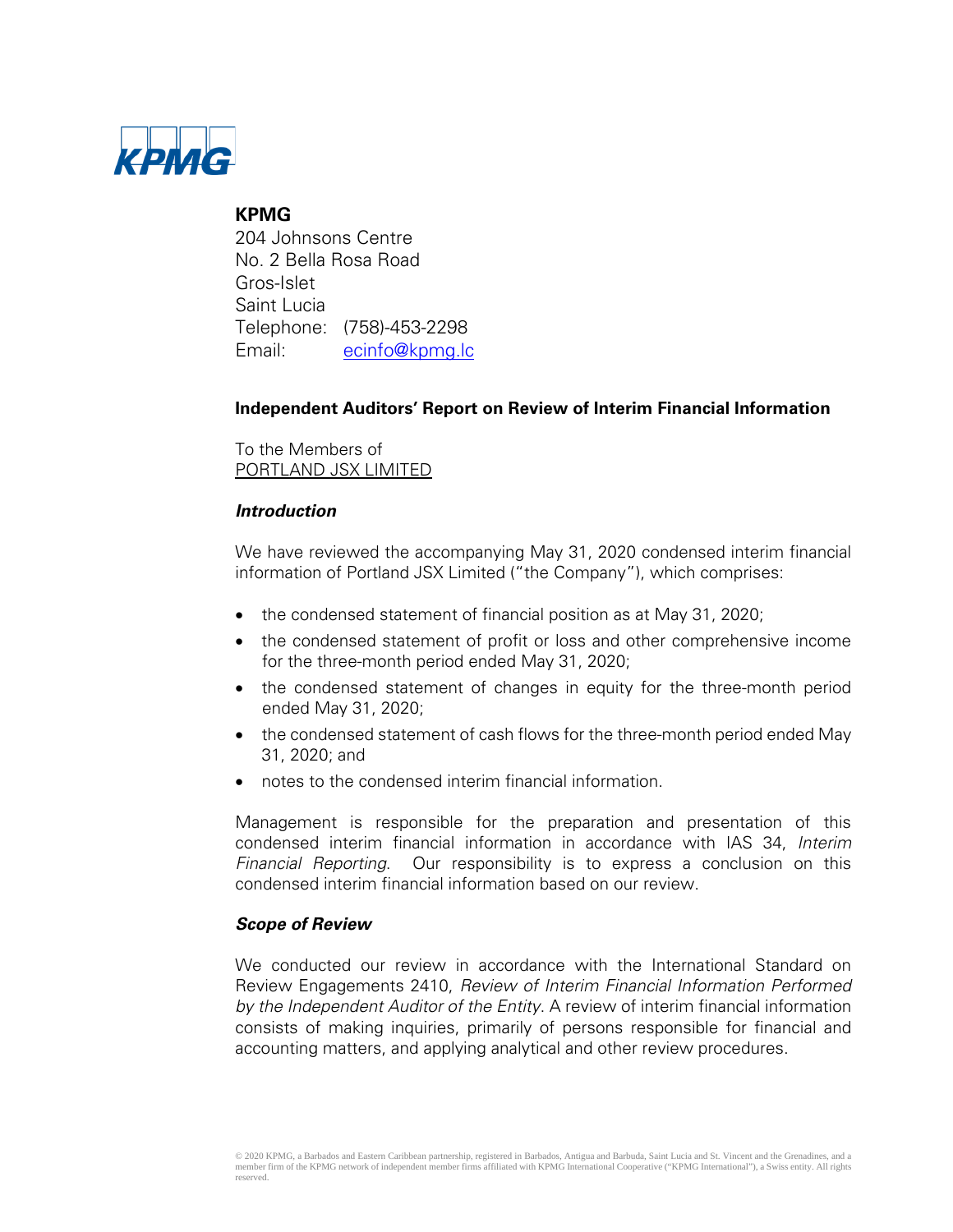**KPMG**
204 Johnsons Centre
No. 2 Bella Rosa Road
Gros-Islet
Saint Lucia
Telephone: (758)-453-2298
Email: ecinfo@kpmg.lc

## Independent Auditors' Report on Review of Interim Financial Information

To the Members of
PORTLAND JSX LIMITED

### *Introduction*

We have reviewed the accompanying May 31, 2020 condensed interim financial information of Portland JSX Limited ("the Company"), which comprises:

- the condensed statement of financial position as at May 31, 2020;
- the condensed statement of profit or loss and other comprehensive income for the three-month period ended May 31, 2020;
- the condensed statement of changes in equity for the three-month period ended May 31, 2020;
- the condensed statement of cash flows for the three-month period ended May 31, 2020; and
- notes to the condensed interim financial information.

Management is responsible for the preparation and presentation of this condensed interim financial information in accordance with IAS 34, *Interim Financial Reporting*. Our responsibility is to express a conclusion on this condensed interim financial information based on our review.

### *Scope of Review*

We conducted our review in accordance with the International Standard on Review Engagements 2410, *Review of Interim Financial Information Performed by the Independent Auditor of the Entity*. A review of interim financial information consists of making inquiries, primarily of persons responsible for financial and accounting matters, and applying analytical and other review procedures.

© 2020 KPMG, a Barbados and Eastern Caribbean partnership, registered in Barbados, Antigua and Barbuda, Saint Lucia and St. Vincent and the Grenadines, and a member firm of the KPMG network of independent member firms affiliated with KPMG International Cooperative ("KPMG International"), a Swiss entity. All rights reserved.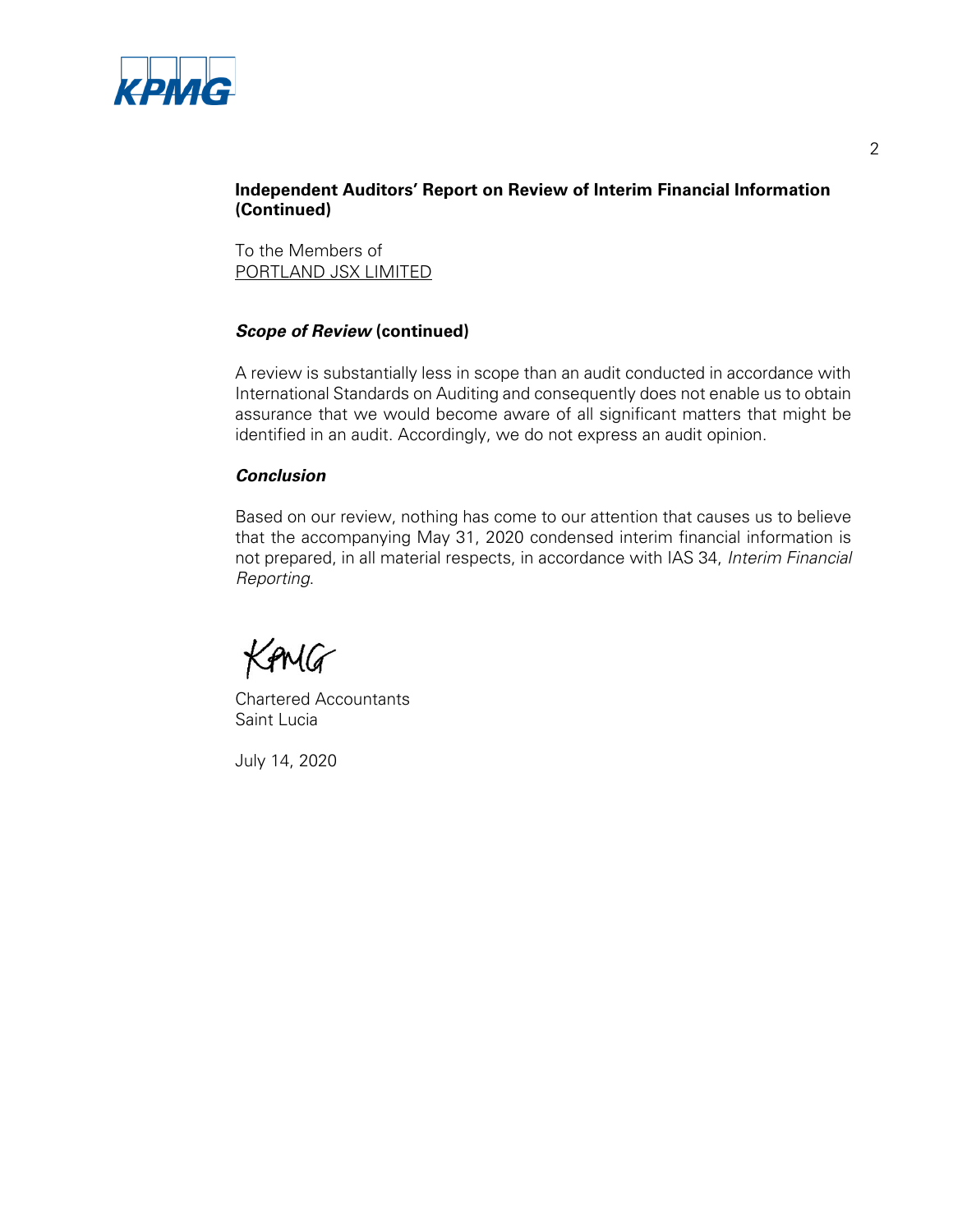## Independent Auditors' Report on Review of Interim Financial Information (Continued)

To the Members of
PORTLAND JSX LIMITED

### *Scope of Review* (continued)

A review is substantially less in scope than an audit conducted in accordance with International Standards on Auditing and consequently does not enable us to obtain assurance that we would become aware of all significant matters that might be identified in an audit. Accordingly, we do not express an audit opinion.

### *Conclusion*

Based on our review, nothing has come to our attention that causes us to believe that the accompanying May 31, 2020 condensed interim financial information is not prepared, in all material respects, in accordance with IAS 34, *Interim Financial Reporting*.

KPMG

Chartered Accountants
Saint Lucia

July 14, 2020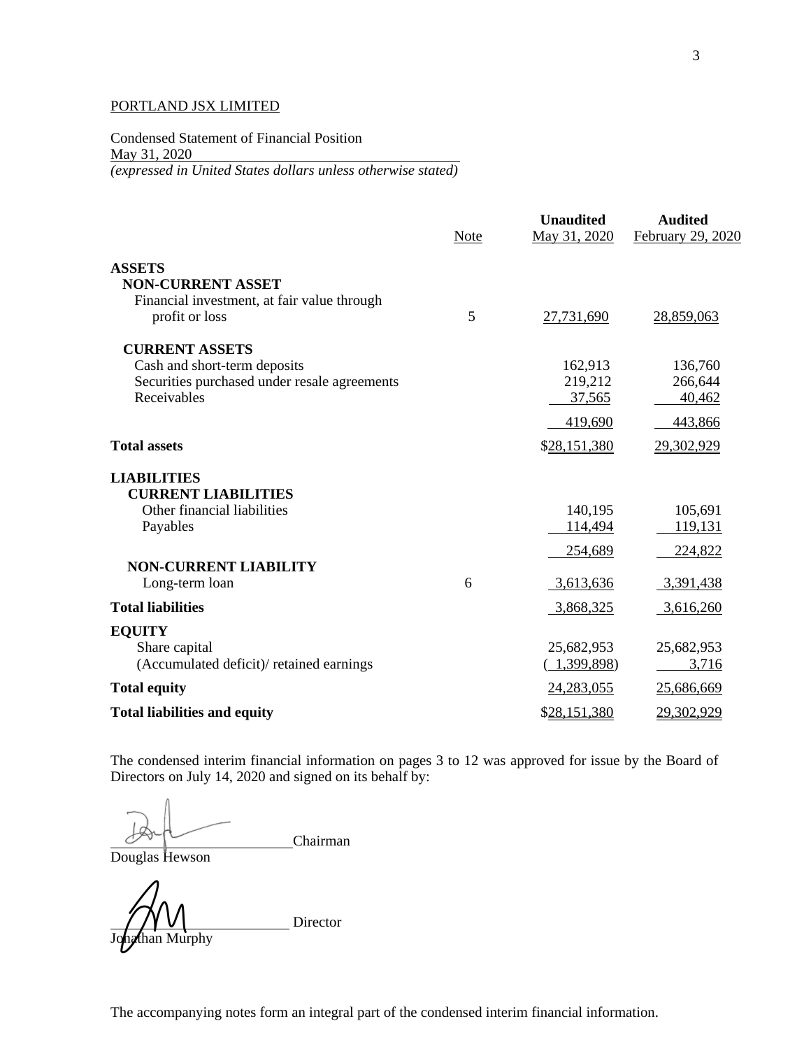PORTLAND JSX LIMITED

Condensed Statement of Financial Position
May 31, 2020
*(expressed in United States dollars unless otherwise stated)*

| | Note | **Unaudited** May 31, 2020 | **Audited** February 29, 2020 |
|---|---|---|---|
| **ASSETS** | | | |
| **NON-CURRENT ASSET** | | | |
| Financial investment, at fair value through profit or loss | 5 | 27,731,690 | 28,859,063 |
| **CURRENT ASSETS** | | | |
| Cash and short-term deposits | | 162,913 | 136,760 |
| Securities purchased under resale agreements | | 219,212 | 266,644 |
| Receivables | | 37,565 | 40,462 |
| | | 419,690 | 443,866 |
| **Total assets** | | $28,151,380 | 29,302,929 |
| **LIABILITIES** | | | |
| **CURRENT LIABILITIES** | | | |
| Other financial liabilities | | 140,195 | 105,691 |
| Payables | | 114,494 | 119,131 |
| | | 254,689 | 224,822 |
| **NON-CURRENT LIABILITY** | | | |
| Long-term loan | 6 | 3,613,636 | 3,391,438 |
| **Total liabilities** | | 3,868,325 | 3,616,260 |
| **EQUITY** | | | |
| Share capital | | 25,682,953 | 25,682,953 |
| (Accumulated deficit)/ retained earnings | | (1,399,898) | 3,716 |
| **Total equity** | | 24,283,055 | 25,686,669 |
| **Total liabilities and equity** | | $28,151,380 | 29,302,929 |

The condensed interim financial information on pages 3 to 12 was approved for issue by the Board of Directors on July 14, 2020 and signed on its behalf by:

\_\_\_\_\_\_\_\_\_\_\_\_\_\_\_\_\_\_\_\_\_\_\_\_ Chairman
Douglas Hewson

\_\_\_\_\_\_\_\_\_\_\_\_\_\_\_\_\_\_\_\_\_\_\_\_ Director
Jonathan Murphy

The accompanying notes form an integral part of the condensed interim financial information.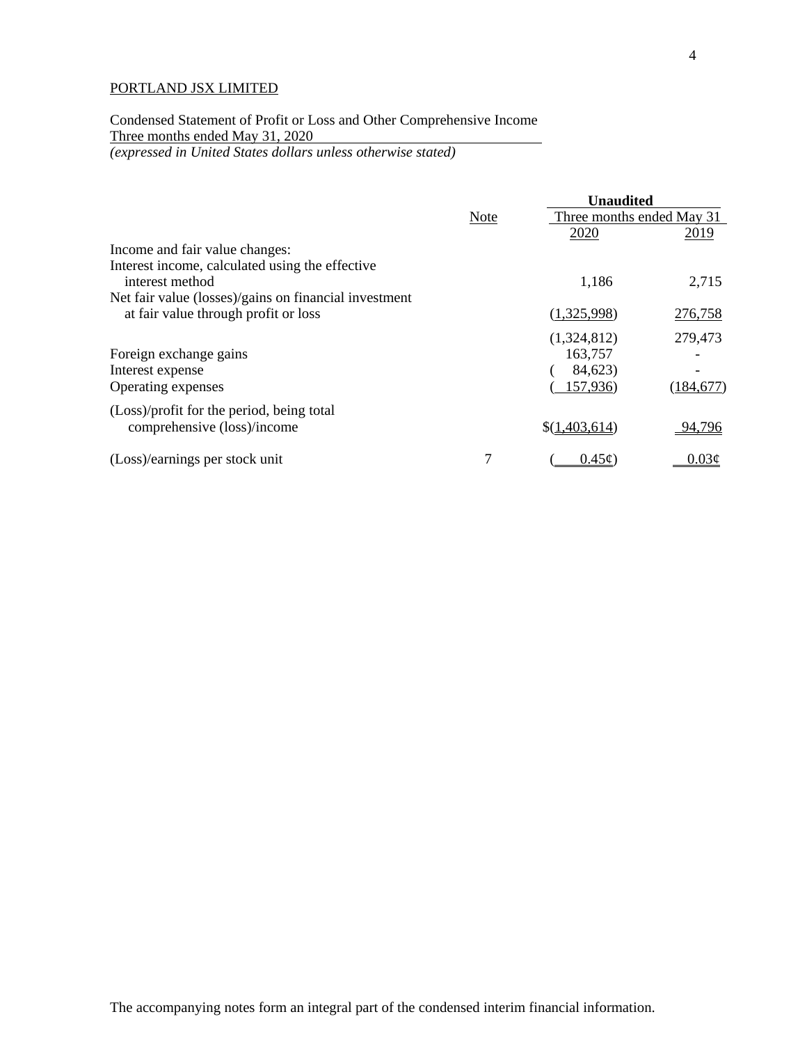PORTLAND JSX LIMITED

Condensed Statement of Profit or Loss and Other Comprehensive Income
Three months ended May 31, 2020
*(expressed in United States dollars unless otherwise stated)*

| | Note | **Unaudited** Three months ended May 31 2020 | 2019 |
|---|---|---|---|
| Income and fair value changes: | | | |
| Interest income, calculated using the effective interest method | | 1,186 | 2,715 |
| Net fair value (losses)/gains on financial investment at fair value through profit or loss | | (1,325,998) | 276,758 |
| | | (1,324,812) | 279,473 |
| Foreign exchange gains | | 163,757 | - |
| Interest expense | | ( 84,623) | - |
| Operating expenses | | ( 157,936) | (184,677) |
| (Loss)/profit for the period, being total comprehensive (loss)/income | | $(1,403,614) | 94,796 |
| (Loss)/earnings per stock unit | 7 | ( 0.45¢) | 0.03¢ |

The accompanying notes form an integral part of the condensed interim financial information.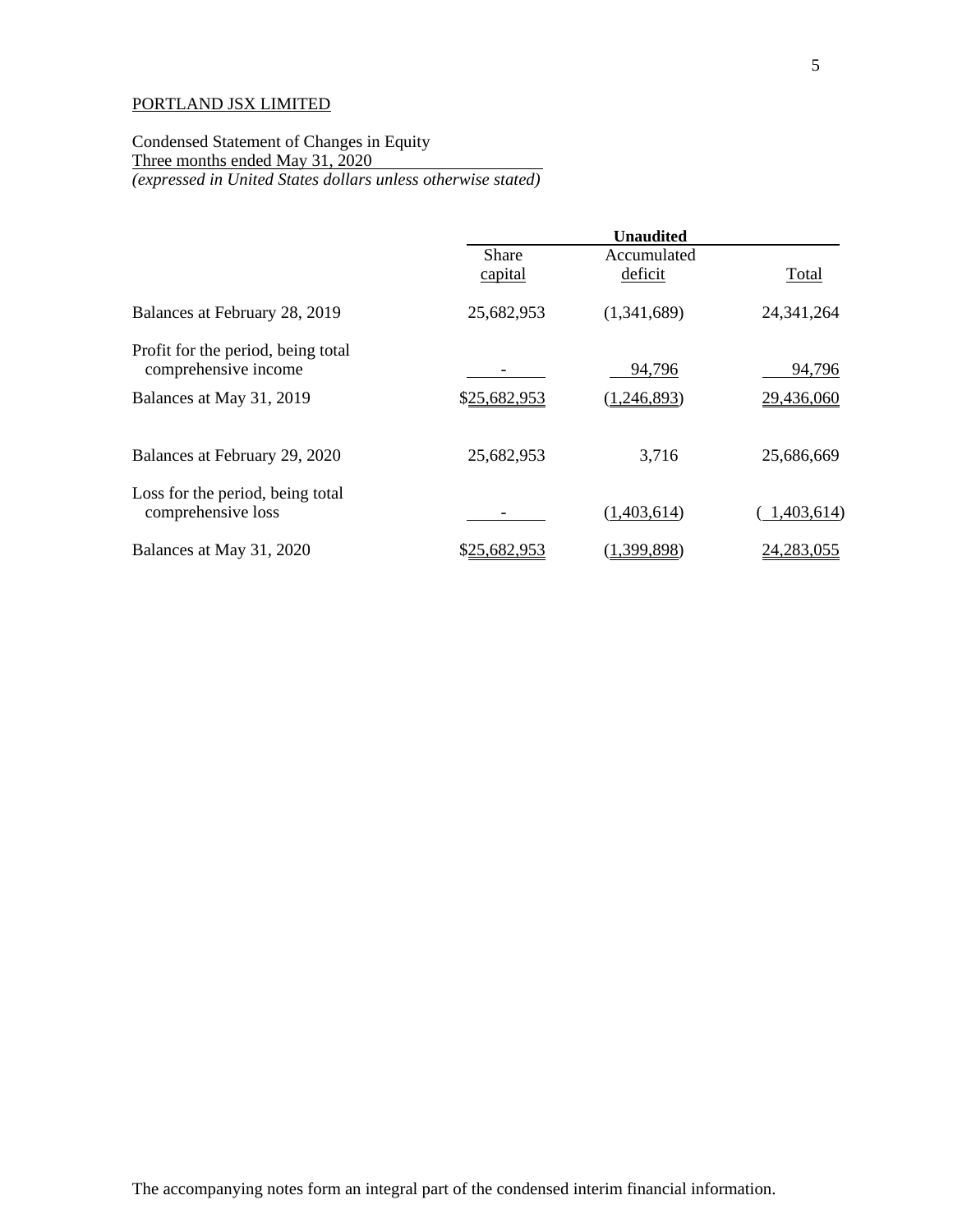PORTLAND JSX LIMITED

Condensed Statement of Changes in Equity
Three months ended May 31, 2020
*(expressed in United States dollars unless otherwise stated)*

| | Unaudited | | |
|---|---|---|---|
| | Share capital | Accumulated deficit | Total |
| Balances at February 28, 2019 | 25,682,953 | (1,341,689) | 24,341,264 |
| Profit for the period, being total comprehensive income | - | 94,796 | 94,796 |
| Balances at May 31, 2019 | $25,682,953 | (1,246,893) | 29,436,060 |
| | | | |
| Balances at February 29, 2020 | 25,682,953 | 3,716 | 25,686,669 |
| Loss for the period, being total comprehensive loss | - | (1,403,614) | (1,403,614) |
| Balances at May 31, 2020 | $25,682,953 | (1,399,898) | 24,283,055 |

The accompanying notes form an integral part of the condensed interim financial information.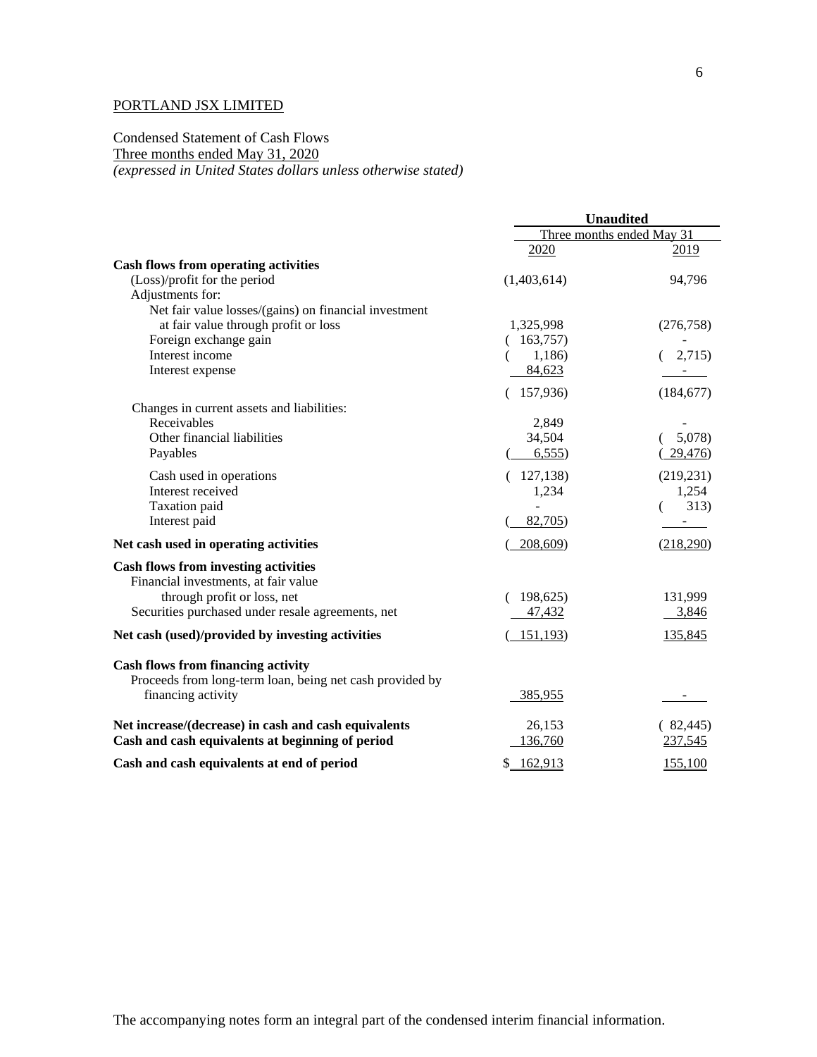PORTLAND JSX LIMITED

Condensed Statement of Cash Flows
Three months ended May 31, 2020
*(expressed in United States dollars unless otherwise stated)*

| | Unaudited | |
|---|---|---|
| | Three months ended May 31 | |
| | 2020 | 2019 |
| **Cash flows from operating activities** | | |
| (Loss)/profit for the period | (1,403,614) | 94,796 |
| Adjustments for: | | |
| Net fair value losses/(gains) on financial investment at fair value through profit or loss | 1,325,998 | (276,758) |
| Foreign exchange gain | ( 163,757) | - |
| Interest income | ( 1,186) | ( 2,715) |
| Interest expense | 84,623 | - |
| | ( 157,936) | (184,677) |
| Changes in current assets and liabilities: | | |
| Receivables | 2,849 | - |
| Other financial liabilities | 34,504 | ( 5,078) |
| Payables | ( 6,555) | ( 29,476) |
| Cash used in operations | ( 127,138) | (219,231) |
| Interest received | 1,234 | 1,254 |
| Taxation paid | - | ( 313) |
| Interest paid | ( 82,705) | - |
| **Net cash used in operating activities** | ( 208,609) | (218,290) |
| **Cash flows from investing activities** | | |
| Financial investments, at fair value through profit or loss, net | ( 198,625) | 131,999 |
| Securities purchased under resale agreements, net | 47,432 | 3,846 |
| **Net cash (used)/provided by investing activities** | ( 151,193) | 135,845 |
| **Cash flows from financing activity** | | |
| Proceeds from long-term loan, being net cash provided by financing activity | 385,955 | - |
| **Net increase/(decrease) in cash and cash equivalents** | 26,153 | ( 82,445) |
| **Cash and cash equivalents at beginning of period** | 136,760 | 237,545 |
| **Cash and cash equivalents at end of period** | $ 162,913 | 155,100 |

The accompanying notes form an integral part of the condensed interim financial information.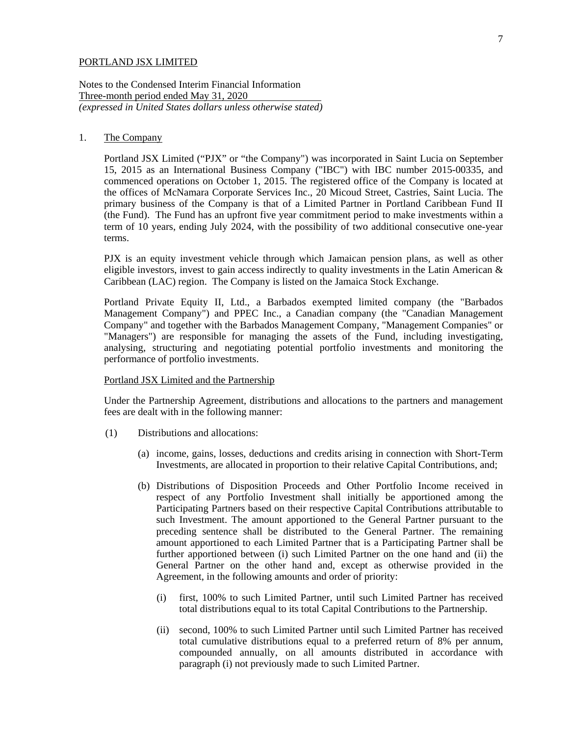PORTLAND JSX LIMITED

Notes to the Condensed Interim Financial Information
Three-month period ended May 31, 2020
*(expressed in United States dollars unless otherwise stated)*

1. The Company

Portland JSX Limited ("PJX" or "the Company") was incorporated in Saint Lucia on September 15, 2015 as an International Business Company ("IBC") with IBC number 2015-00335, and commenced operations on October 1, 2015. The registered office of the Company is located at the offices of McNamara Corporate Services Inc., 20 Micoud Street, Castries, Saint Lucia. The primary business of the Company is that of a Limited Partner in Portland Caribbean Fund II (the Fund). The Fund has an upfront five year commitment period to make investments within a term of 10 years, ending July 2024, with the possibility of two additional consecutive one-year terms.

PJX is an equity investment vehicle through which Jamaican pension plans, as well as other eligible investors, invest to gain access indirectly to quality investments in the Latin American & Caribbean (LAC) region. The Company is listed on the Jamaica Stock Exchange.

Portland Private Equity II, Ltd., a Barbados exempted limited company (the "Barbados Management Company") and PPEC Inc., a Canadian company (the "Canadian Management Company" and together with the Barbados Management Company, "Management Companies" or "Managers") are responsible for managing the assets of the Fund, including investigating, analysing, structuring and negotiating potential portfolio investments and monitoring the performance of portfolio investments.

Portland JSX Limited and the Partnership

Under the Partnership Agreement, distributions and allocations to the partners and management fees are dealt with in the following manner:

(1) Distributions and allocations:

(a) income, gains, losses, deductions and credits arising in connection with Short-Term Investments, are allocated in proportion to their relative Capital Contributions, and;

(b) Distributions of Disposition Proceeds and Other Portfolio Income received in respect of any Portfolio Investment shall initially be apportioned among the Participating Partners based on their respective Capital Contributions attributable to such Investment. The amount apportioned to the General Partner pursuant to the preceding sentence shall be distributed to the General Partner. The remaining amount apportioned to each Limited Partner that is a Participating Partner shall be further apportioned between (i) such Limited Partner on the one hand and (ii) the General Partner on the other hand and, except as otherwise provided in the Agreement, in the following amounts and order of priority:

(i) first, 100% to such Limited Partner, until such Limited Partner has received total distributions equal to its total Capital Contributions to the Partnership.

(ii) second, 100% to such Limited Partner until such Limited Partner has received total cumulative distributions equal to a preferred return of 8% per annum, compounded annually, on all amounts distributed in accordance with paragraph (i) not previously made to such Limited Partner.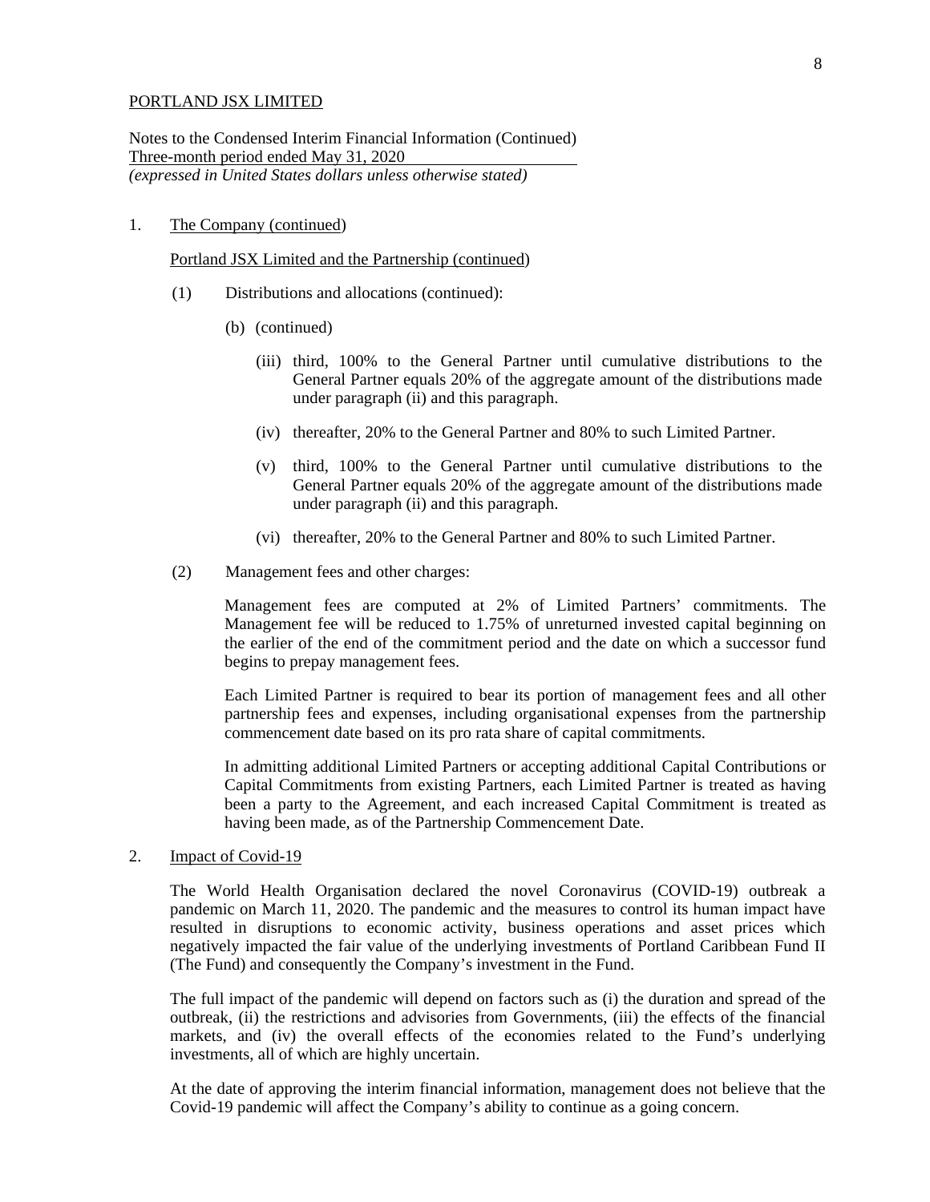PORTLAND JSX LIMITED

Notes to the Condensed Interim Financial Information (Continued)
Three-month period ended May 31, 2020
*(expressed in United States dollars unless otherwise stated)*

1. The Company (continued)

Portland JSX Limited and the Partnership (continued)

(1) Distributions and allocations (continued):

(b) (continued)

(iii) third, 100% to the General Partner until cumulative distributions to the General Partner equals 20% of the aggregate amount of the distributions made under paragraph (ii) and this paragraph.

(iv) thereafter, 20% to the General Partner and 80% to such Limited Partner.

(v) third, 100% to the General Partner until cumulative distributions to the General Partner equals 20% of the aggregate amount of the distributions made under paragraph (ii) and this paragraph.

(vi) thereafter, 20% to the General Partner and 80% to such Limited Partner.

(2) Management fees and other charges:

Management fees are computed at 2% of Limited Partners' commitments. The Management fee will be reduced to 1.75% of unreturned invested capital beginning on the earlier of the end of the commitment period and the date on which a successor fund begins to prepay management fees.

Each Limited Partner is required to bear its portion of management fees and all other partnership fees and expenses, including organisational expenses from the partnership commencement date based on its pro rata share of capital commitments.

In admitting additional Limited Partners or accepting additional Capital Contributions or Capital Commitments from existing Partners, each Limited Partner is treated as having been a party to the Agreement, and each increased Capital Commitment is treated as having been made, as of the Partnership Commencement Date.

2. Impact of Covid-19

The World Health Organisation declared the novel Coronavirus (COVID-19) outbreak a pandemic on March 11, 2020. The pandemic and the measures to control its human impact have resulted in disruptions to economic activity, business operations and asset prices which negatively impacted the fair value of the underlying investments of Portland Caribbean Fund II (The Fund) and consequently the Company's investment in the Fund.

The full impact of the pandemic will depend on factors such as (i) the duration and spread of the outbreak, (ii) the restrictions and advisories from Governments, (iii) the effects of the financial markets, and (iv) the overall effects of the economies related to the Fund's underlying investments, all of which are highly uncertain.

At the date of approving the interim financial information, management does not believe that the Covid-19 pandemic will affect the Company's ability to continue as a going concern.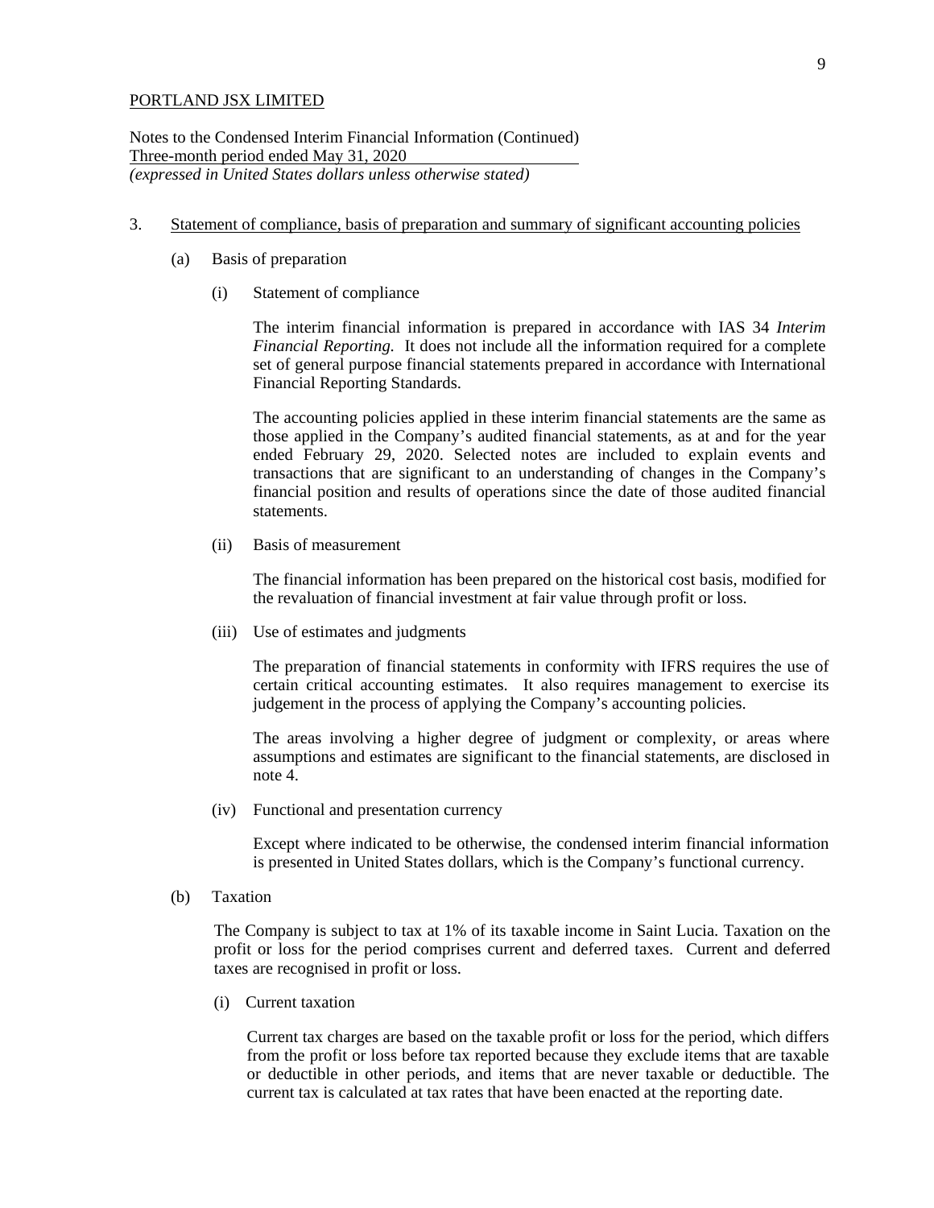PORTLAND JSX LIMITED

Notes to the Condensed Interim Financial Information (Continued)
Three-month period ended May 31, 2020
*(expressed in United States dollars unless otherwise stated)*

## 3. Statement of compliance, basis of preparation and summary of significant accounting policies

### (a) Basis of preparation

#### (i) Statement of compliance

The interim financial information is prepared in accordance with IAS 34 *Interim Financial Reporting.* It does not include all the information required for a complete set of general purpose financial statements prepared in accordance with International Financial Reporting Standards.

The accounting policies applied in these interim financial statements are the same as those applied in the Company's audited financial statements, as at and for the year ended February 29, 2020. Selected notes are included to explain events and transactions that are significant to an understanding of changes in the Company's financial position and results of operations since the date of those audited financial statements.

#### (ii) Basis of measurement

The financial information has been prepared on the historical cost basis, modified for the revaluation of financial investment at fair value through profit or loss.

#### (iii) Use of estimates and judgments

The preparation of financial statements in conformity with IFRS requires the use of certain critical accounting estimates. It also requires management to exercise its judgement in the process of applying the Company's accounting policies.

The areas involving a higher degree of judgment or complexity, or areas where assumptions and estimates are significant to the financial statements, are disclosed in note 4.

#### (iv) Functional and presentation currency

Except where indicated to be otherwise, the condensed interim financial information is presented in United States dollars, which is the Company's functional currency.

### (b) Taxation

The Company is subject to tax at 1% of its taxable income in Saint Lucia. Taxation on the profit or loss for the period comprises current and deferred taxes. Current and deferred taxes are recognised in profit or loss.

#### (i) Current taxation

Current tax charges are based on the taxable profit or loss for the period, which differs from the profit or loss before tax reported because they exclude items that are taxable or deductible in other periods, and items that are never taxable or deductible. The current tax is calculated at tax rates that have been enacted at the reporting date.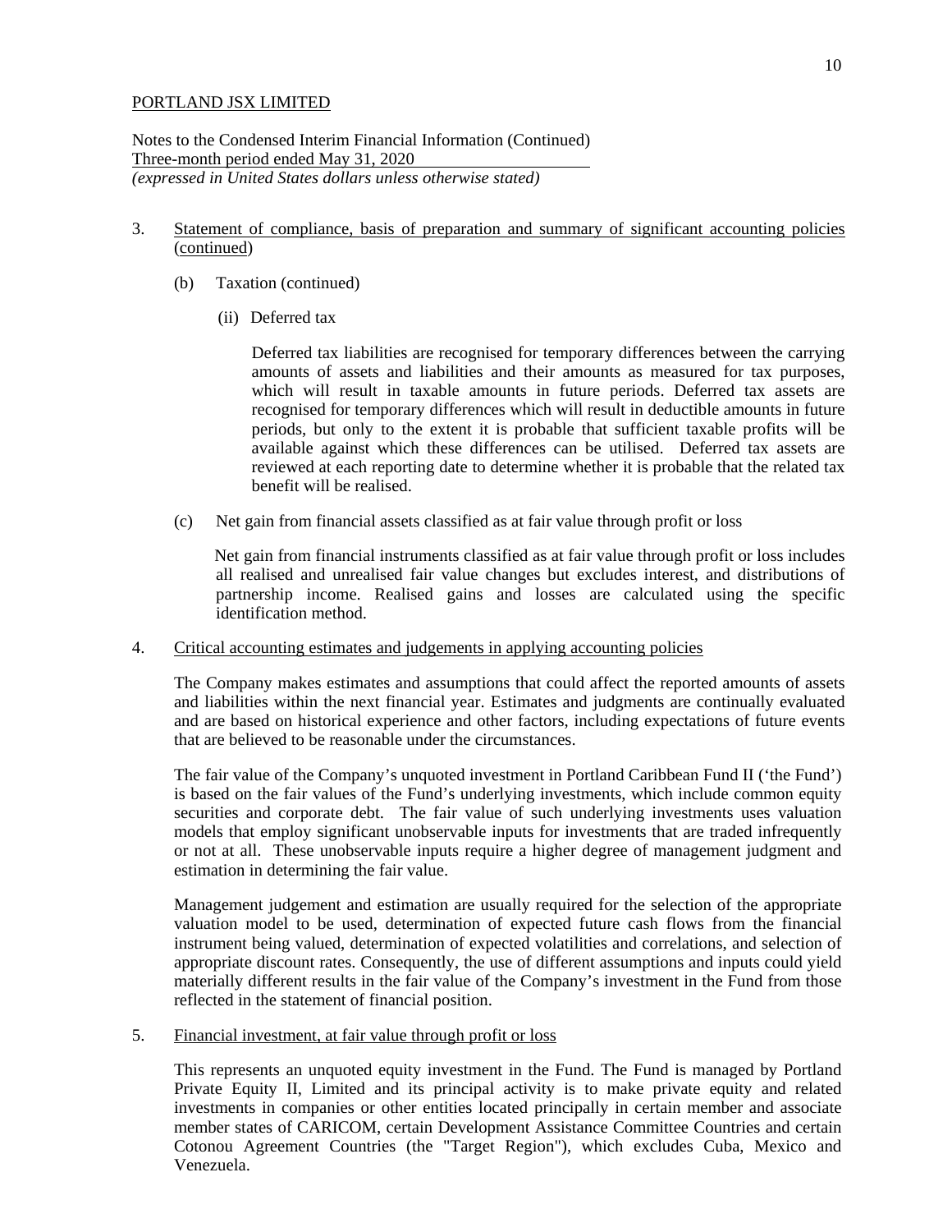PORTLAND JSX LIMITED

Notes to the Condensed Interim Financial Information (Continued)
Three-month period ended May 31, 2020
*(expressed in United States dollars unless otherwise stated)*

3. Statement of compliance, basis of preparation and summary of significant accounting policies (continued)

(b) Taxation (continued)

(ii) Deferred tax

Deferred tax liabilities are recognised for temporary differences between the carrying amounts of assets and liabilities and their amounts as measured for tax purposes, which will result in taxable amounts in future periods. Deferred tax assets are recognised for temporary differences which will result in deductible amounts in future periods, but only to the extent it is probable that sufficient taxable profits will be available against which these differences can be utilised. Deferred tax assets are reviewed at each reporting date to determine whether it is probable that the related tax benefit will be realised.

(c) Net gain from financial assets classified as at fair value through profit or loss

Net gain from financial instruments classified as at fair value through profit or loss includes all realised and unrealised fair value changes but excludes interest, and distributions of partnership income. Realised gains and losses are calculated using the specific identification method.

4. Critical accounting estimates and judgements in applying accounting policies

The Company makes estimates and assumptions that could affect the reported amounts of assets and liabilities within the next financial year. Estimates and judgments are continually evaluated and are based on historical experience and other factors, including expectations of future events that are believed to be reasonable under the circumstances.

The fair value of the Company's unquoted investment in Portland Caribbean Fund II ('the Fund') is based on the fair values of the Fund's underlying investments, which include common equity securities and corporate debt. The fair value of such underlying investments uses valuation models that employ significant unobservable inputs for investments that are traded infrequently or not at all. These unobservable inputs require a higher degree of management judgment and estimation in determining the fair value.

Management judgement and estimation are usually required for the selection of the appropriate valuation model to be used, determination of expected future cash flows from the financial instrument being valued, determination of expected volatilities and correlations, and selection of appropriate discount rates. Consequently, the use of different assumptions and inputs could yield materially different results in the fair value of the Company's investment in the Fund from those reflected in the statement of financial position.

5. Financial investment, at fair value through profit or loss

This represents an unquoted equity investment in the Fund. The Fund is managed by Portland Private Equity II, Limited and its principal activity is to make private equity and related investments in companies or other entities located principally in certain member and associate member states of CARICOM, certain Development Assistance Committee Countries and certain Cotonou Agreement Countries (the "Target Region"), which excludes Cuba, Mexico and Venezuela.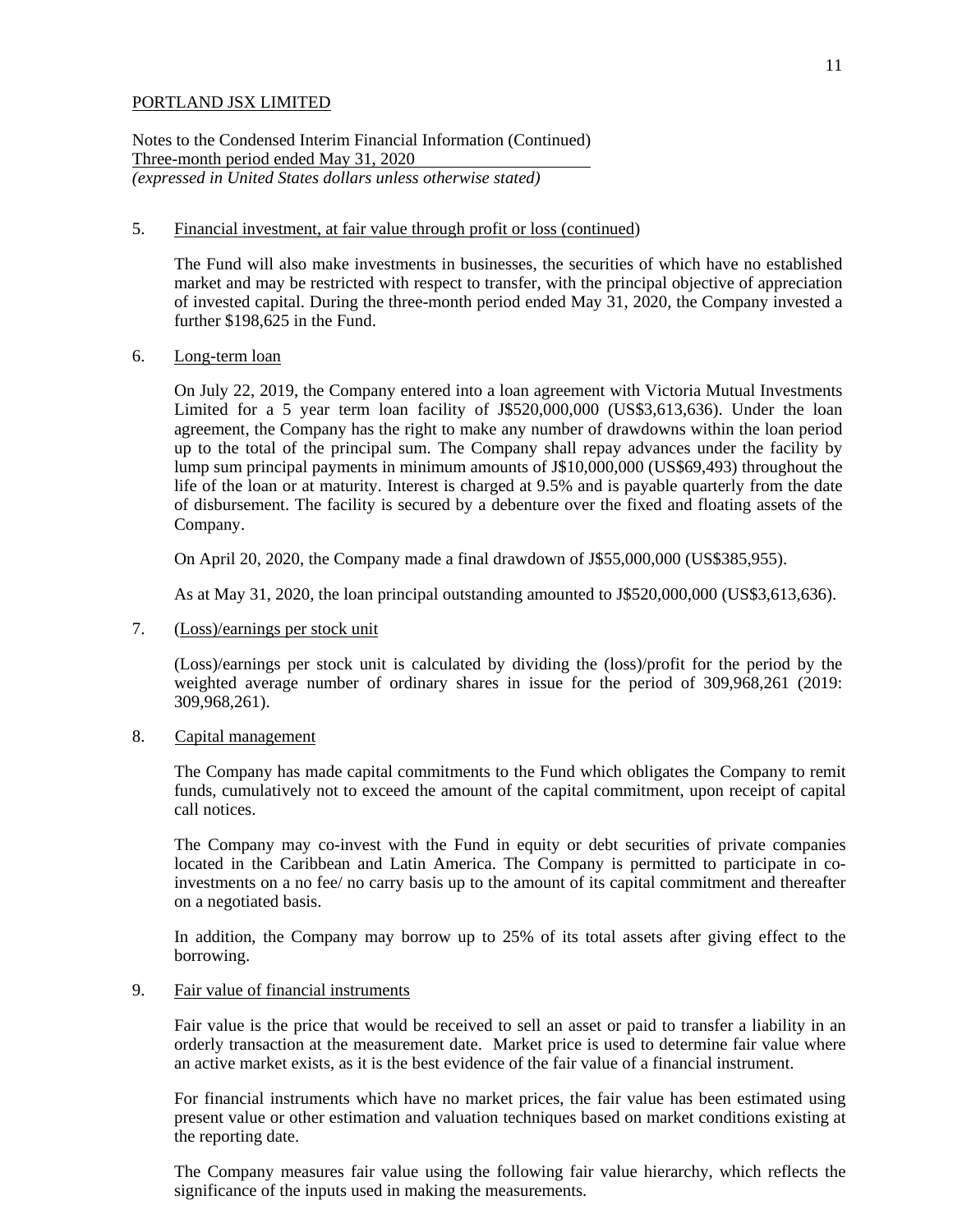PORTLAND JSX LIMITED

Notes to the Condensed Interim Financial Information (Continued)
Three-month period ended May 31, 2020
*(expressed in United States dollars unless otherwise stated)*

5. Financial investment, at fair value through profit or loss (continued)

The Fund will also make investments in businesses, the securities of which have no established market and may be restricted with respect to transfer, with the principal objective of appreciation of invested capital. During the three-month period ended May 31, 2020, the Company invested a further $198,625 in the Fund.

6. Long-term loan

On July 22, 2019, the Company entered into a loan agreement with Victoria Mutual Investments Limited for a 5 year term loan facility of J$520,000,000 (US$3,613,636). Under the loan agreement, the Company has the right to make any number of drawdowns within the loan period up to the total of the principal sum. The Company shall repay advances under the facility by lump sum principal payments in minimum amounts of J$10,000,000 (US$69,493) throughout the life of the loan or at maturity. Interest is charged at 9.5% and is payable quarterly from the date of disbursement. The facility is secured by a debenture over the fixed and floating assets of the Company.

On April 20, 2020, the Company made a final drawdown of J$55,000,000 (US$385,955).

As at May 31, 2020, the loan principal outstanding amounted to J$520,000,000 (US$3,613,636).

7. (Loss)/earnings per stock unit

(Loss)/earnings per stock unit is calculated by dividing the (loss)/profit for the period by the weighted average number of ordinary shares in issue for the period of 309,968,261 (2019: 309,968,261).

8. Capital management

The Company has made capital commitments to the Fund which obligates the Company to remit funds, cumulatively not to exceed the amount of the capital commitment, upon receipt of capital call notices.

The Company may co-invest with the Fund in equity or debt securities of private companies located in the Caribbean and Latin America. The Company is permitted to participate in co-investments on a no fee/ no carry basis up to the amount of its capital commitment and thereafter on a negotiated basis.

In addition, the Company may borrow up to 25% of its total assets after giving effect to the borrowing.

9. Fair value of financial instruments

Fair value is the price that would be received to sell an asset or paid to transfer a liability in an orderly transaction at the measurement date. Market price is used to determine fair value where an active market exists, as it is the best evidence of the fair value of a financial instrument.

For financial instruments which have no market prices, the fair value has been estimated using present value or other estimation and valuation techniques based on market conditions existing at the reporting date.

The Company measures fair value using the following fair value hierarchy, which reflects the significance of the inputs used in making the measurements.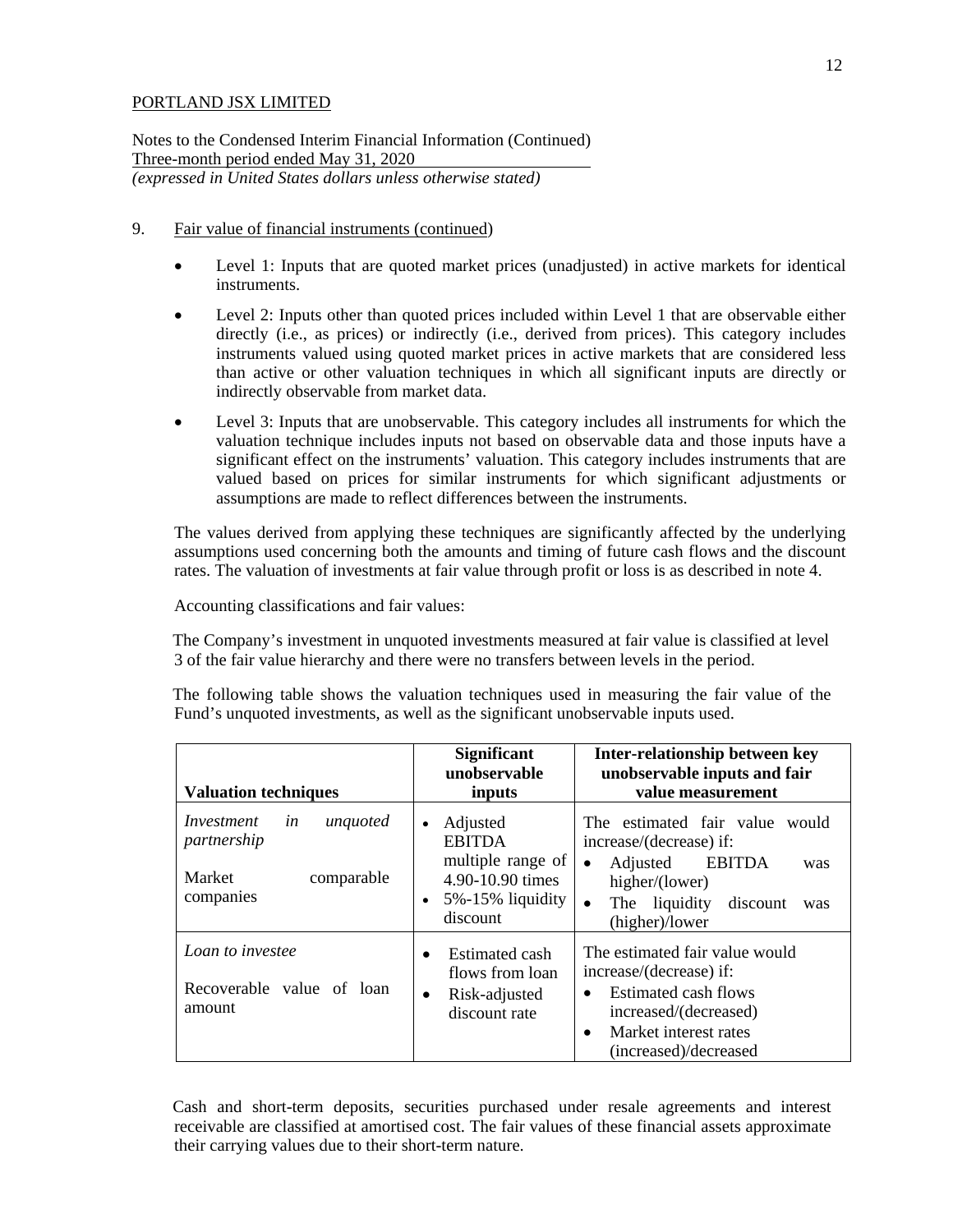PORTLAND JSX LIMITED

Notes to the Condensed Interim Financial Information (Continued)
Three-month period ended May 31, 2020
*(expressed in United States dollars unless otherwise stated)*

9. Fair value of financial instruments (continued)

- Level 1: Inputs that are quoted market prices (unadjusted) in active markets for identical instruments.
- Level 2: Inputs other than quoted prices included within Level 1 that are observable either directly (i.e., as prices) or indirectly (i.e., derived from prices). This category includes instruments valued using quoted market prices in active markets that are considered less than active or other valuation techniques in which all significant inputs are directly or indirectly observable from market data.
- Level 3: Inputs that are unobservable. This category includes all instruments for which the valuation technique includes inputs not based on observable data and those inputs have a significant effect on the instruments' valuation. This category includes instruments that are valued based on prices for similar instruments for which significant adjustments or assumptions are made to reflect differences between the instruments.

The values derived from applying these techniques are significantly affected by the underlying assumptions used concerning both the amounts and timing of future cash flows and the discount rates. The valuation of investments at fair value through profit or loss is as described in note 4.

Accounting classifications and fair values:

The Company's investment in unquoted investments measured at fair value is classified at level 3 of the fair value hierarchy and there were no transfers between levels in the period.

The following table shows the valuation techniques used in measuring the fair value of the Fund's unquoted investments, as well as the significant unobservable inputs used.

| Valuation techniques | Significant unobservable inputs | Inter-relationship between key unobservable inputs and fair value measurement |
|---|---|---|
| *Investment in unquoted partnership*<br><br>Market comparable companies | • Adjusted EBITDA multiple range of 4.90-10.90 times<br>• 5%-15% liquidity discount | The estimated fair value would increase/(decrease) if:<br>• Adjusted EBITDA was higher/(lower)<br>• The liquidity discount was (higher)/lower |
| *Loan to investee*<br><br>Recoverable value of loan amount | • Estimated cash flows from loan<br>• Risk-adjusted discount rate | The estimated fair value would increase/(decrease) if:<br>• Estimated cash flows increased/(decreased)<br>• Market interest rates (increased)/decreased |

Cash and short-term deposits, securities purchased under resale agreements and interest receivable are classified at amortised cost. The fair values of these financial assets approximate their carrying values due to their short-term nature.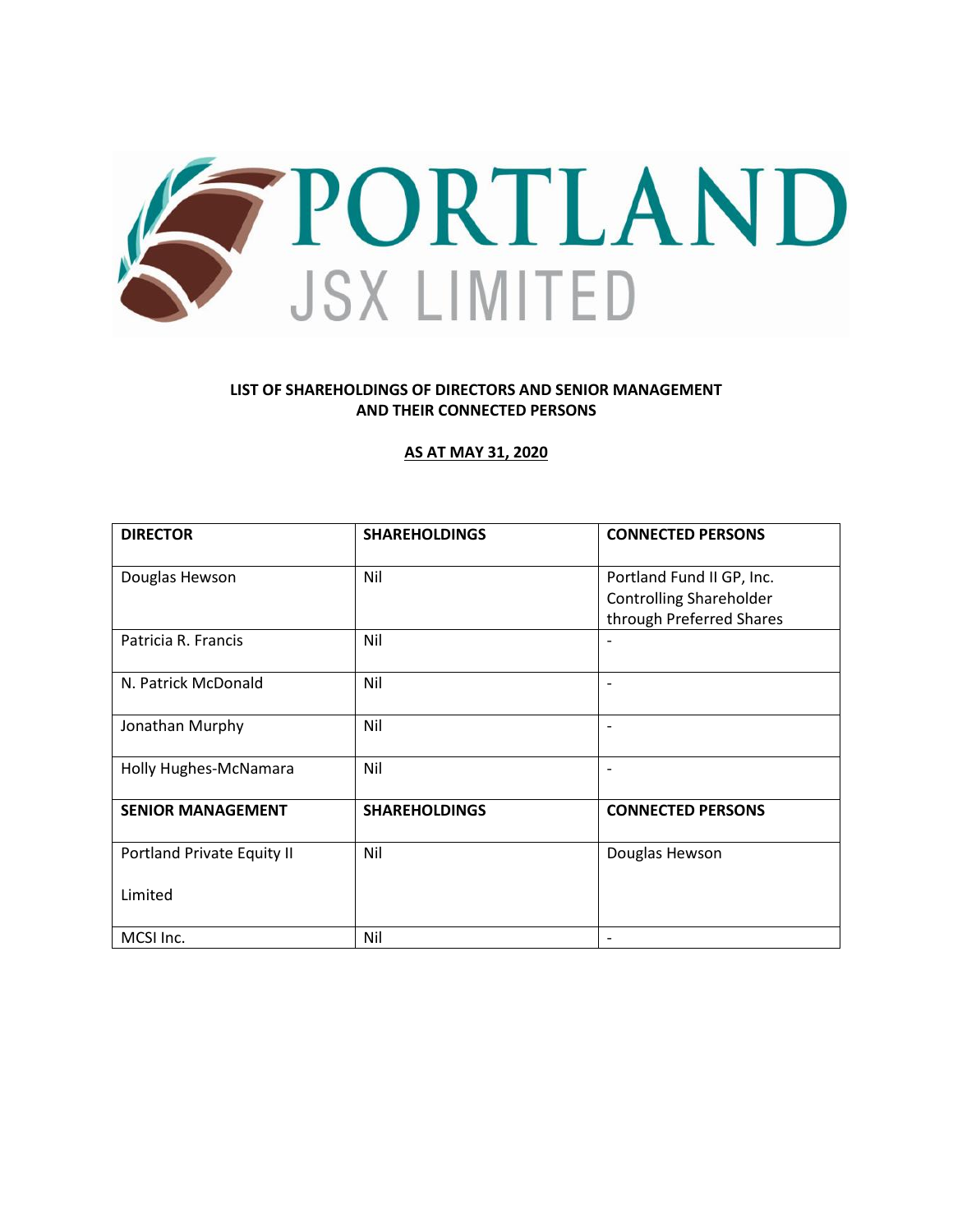# PORTLAND JSX LIMITED

**LIST OF SHAREHOLDINGS OF DIRECTORS AND SENIOR MANAGEMENT AND THEIR CONNECTED PERSONS**

**AS AT MAY 31, 2020**

| DIRECTOR | SHAREHOLDINGS | CONNECTED PERSONS |
|---|---|---|
| Douglas Hewson | Nil | Portland Fund II GP, Inc. Controlling Shareholder through Preferred Shares |
| Patricia R. Francis | Nil | - |
| N. Patrick McDonald | Nil | - |
| Jonathan Murphy | Nil | - |
| Holly Hughes-McNamara | Nil | - |
| **SENIOR MANAGEMENT** | **SHAREHOLDINGS** | **CONNECTED PERSONS** |
| Portland Private Equity II Limited | Nil | Douglas Hewson |
| MCSI Inc. | Nil | - |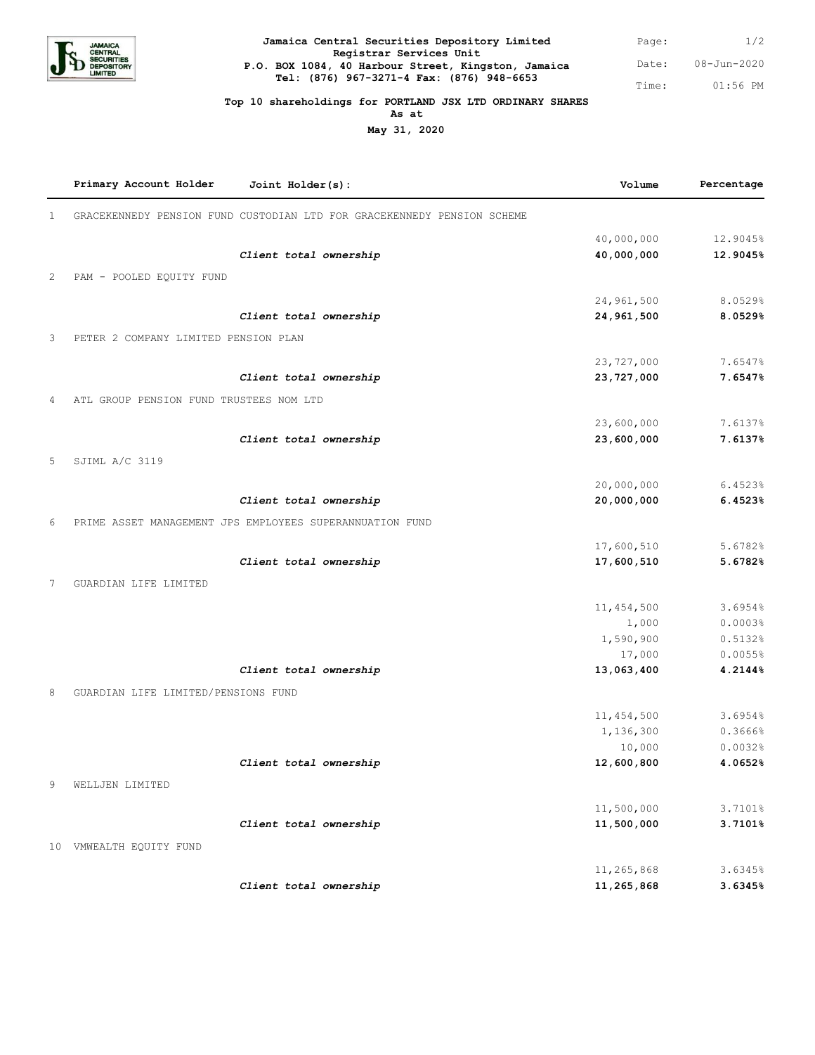**Jamaica Central Securities Depository Limited**
**Registrar Services Unit**
**P.O. BOX 1084, 40 Harbour Street, Kingston, Jamaica**
**Tel: (876) 967-3271-4 Fax: (876) 948-6653**

Page: 1/2
Date: 08-Jun-2020
Time: 01:56 PM

**Top 10 shareholdings for PORTLAND JSX LTD ORDINARY SHARES**
**As at**
**May 31, 2020**

| | Primary Account Holder | Joint Holder(s): | Volume | Percentage |
|---|---|---|---|---|
| 1 | GRACEKENNEDY PENSION FUND CUSTODIAN LTD FOR GRACEKENNEDY PENSION SCHEME | | | |
| | | | 40,000,000 | 12.9045% |
| | | ***Client total ownership*** | **40,000,000** | **12.9045%** |
| 2 | PAM - POOLED EQUITY FUND | | | |
| | | | 24,961,500 | 8.0529% |
| | | ***Client total ownership*** | **24,961,500** | **8.0529%** |
| 3 | PETER 2 COMPANY LIMITED PENSION PLAN | | | |
| | | | 23,727,000 | 7.6547% |
| | | ***Client total ownership*** | **23,727,000** | **7.6547%** |
| 4 | ATL GROUP PENSION FUND TRUSTEES NOM LTD | | | |
| | | | 23,600,000 | 7.6137% |
| | | ***Client total ownership*** | **23,600,000** | **7.6137%** |
| 5 | SJIML A/C 3119 | | | |
| | | | 20,000,000 | 6.4523% |
| | | ***Client total ownership*** | **20,000,000** | **6.4523%** |
| 6 | PRIME ASSET MANAGEMENT JPS EMPLOYEES SUPERANNUATION FUND | | | |
| | | | 17,600,510 | 5.6782% |
| | | ***Client total ownership*** | **17,600,510** | **5.6782%** |
| 7 | GUARDIAN LIFE LIMITED | | | |
| | | | 11,454,500 | 3.6954% |
| | | | 1,000 | 0.0003% |
| | | | 1,590,900 | 0.5132% |
| | | | 17,000 | 0.0055% |
| | | ***Client total ownership*** | **13,063,400** | **4.2144%** |
| 8 | GUARDIAN LIFE LIMITED/PENSIONS FUND | | | |
| | | | 11,454,500 | 3.6954% |
| | | | 1,136,300 | 0.3666% |
| | | | 10,000 | 0.0032% |
| | | ***Client total ownership*** | **12,600,800** | **4.0652%** |
| 9 | WELLJEN LIMITED | | | |
| | | | 11,500,000 | 3.7101% |
| | | ***Client total ownership*** | **11,500,000** | **3.7101%** |
| 10 | VMWEALTH EQUITY FUND | | | |
| | | | 11,265,868 | 3.6345% |
| | | ***Client total ownership*** | **11,265,868** | **3.6345%** |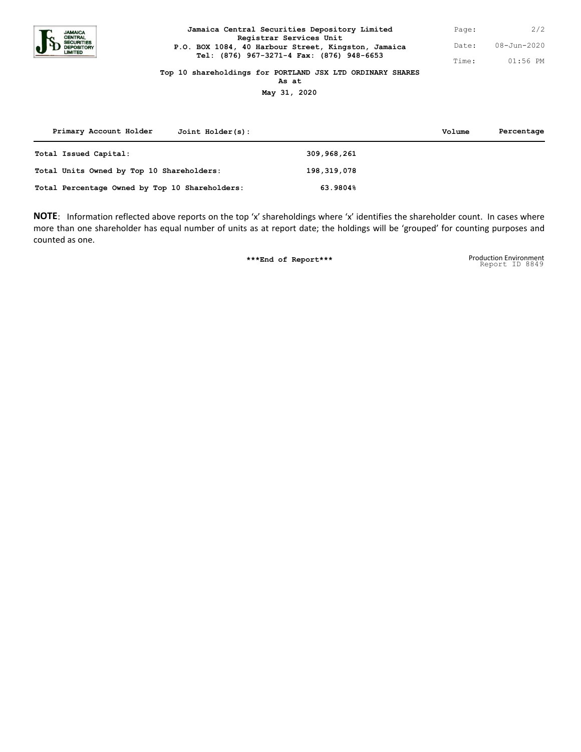**Jamaica Central Securities Depository Limited**
**Registrar Services Unit**
**P.O. BOX 1084, 40 Harbour Street, Kingston, Jamaica**
**Tel: (876) 967-3271-4 Fax: (876) 948-6653**

Date: 08-Jun-2020
Time: 01:56 PM

**Top 10 shareholdings for PORTLAND JSX LTD ORDINARY SHARES**
**As at**
**May 31, 2020**

| Primary Account Holder | Joint Holder(s): | Volume | Percentage |
| --- | --- | --- | --- |

| | |
| --- | --- |
| **Total Issued Capital:** | **309,968,261** |
| **Total Units Owned by Top 10 Shareholders:** | **198,319,078** |
| **Total Percentage Owned by Top 10 Shareholders:** | **63.9804%** |

**NOTE**: Information reflected above reports on the top 'x' shareholdings where 'x' identifies the shareholder count. In cases where more than one shareholder has equal number of units as at report date; the holdings will be 'grouped' for counting purposes and counted as one.

**\*\*\*End of Report\*\*\***

Production Environment
Report ID 8849